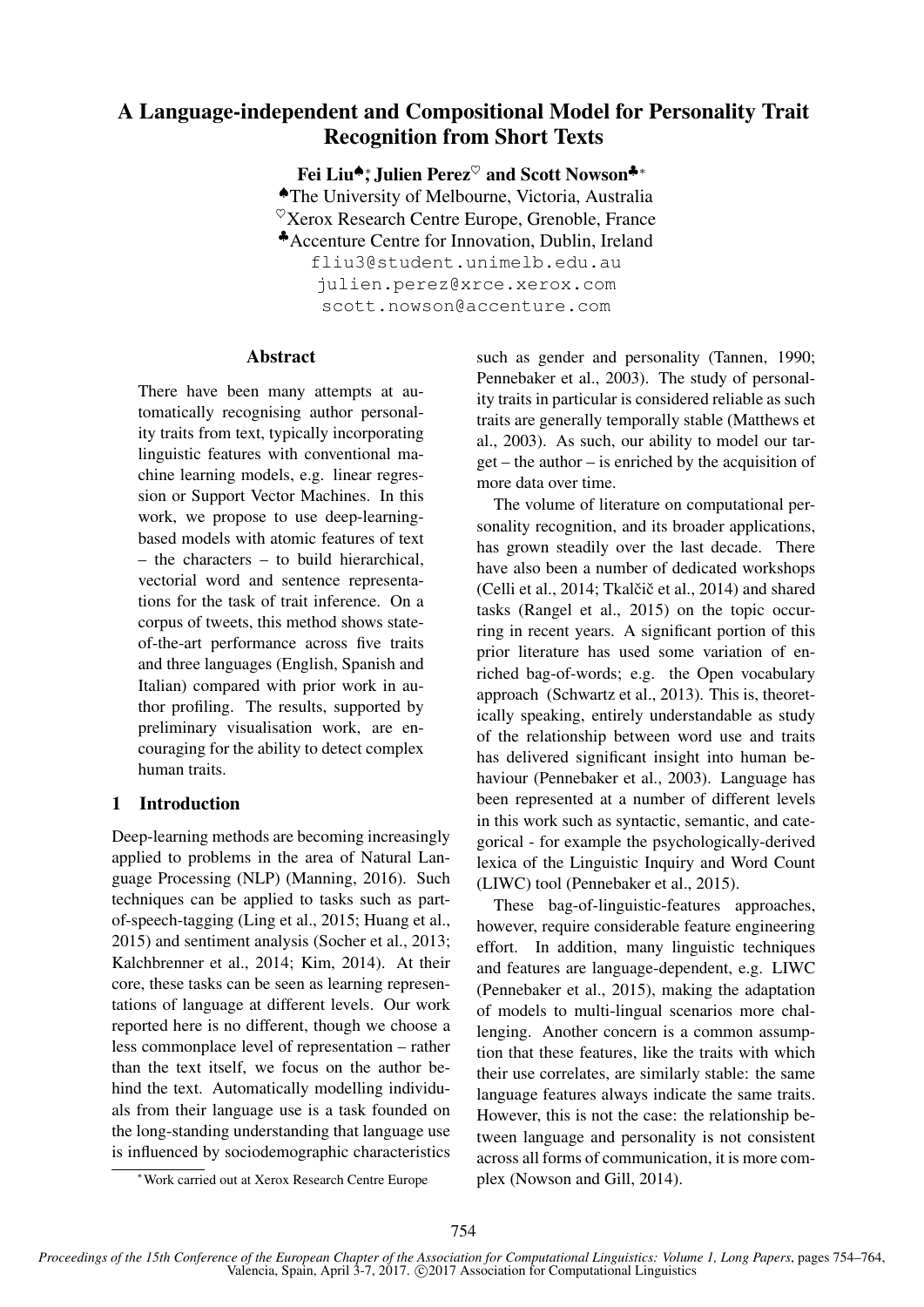# A Language-independent and Compositional Model for Personality Trait Recognition from Short Texts

**Fei Liu**[♠]*, **Julien Perez**[♡] **and Scott Nowson**[♣]*

[♠]The University of Melbourne, Victoria, Australia
[♡]Xerox Research Centre Europe, Grenoble, France
[♣]Accenture Centre for Innovation, Dublin, Ireland

fliu3@student.unimelb.edu.au
julien.perez@xrce.xerox.com
scott.nowson@accenture.com

## Abstract

There have been many attempts at automatically recognising author personality traits from text, typically incorporating linguistic features with conventional machine learning models, e.g. linear regression or Support Vector Machines. In this work, we propose to use deep-learning-based models with atomic features of text – the characters – to build hierarchical, vectorial word and sentence representations for the task of trait inference. On a corpus of tweets, this method shows state-of-the-art performance across five traits and three languages (English, Spanish and Italian) compared with prior work in author profiling. The results, supported by preliminary visualisation work, are encouraging for the ability to detect complex human traits.

## 1 Introduction

Deep-learning methods are becoming increasingly applied to problems in the area of Natural Language Processing (NLP) (Manning, 2016). Such techniques can be applied to tasks such as part-of-speech-tagging (Ling et al., 2015; Huang et al., 2015) and sentiment analysis (Socher et al., 2013; Kalchbrenner et al., 2014; Kim, 2014). At their core, these tasks can be seen as learning representations of language at different levels. Our work reported here is no different, though we choose a less commonplace level of representation – rather than the text itself, we focus on the author behind the text. Automatically modelling individuals from their language use is a task founded on the long-standing understanding that language use is influenced by sociodemographic characteristics such as gender and personality (Tannen, 1990; Pennebaker et al., 2003). The study of personality traits in particular is considered reliable as such traits are generally temporally stable (Matthews et al., 2003). As such, our ability to model our target – the author – is enriched by the acquisition of more data over time.

The volume of literature on computational personality recognition, and its broader applications, has grown steadily over the last decade. There have also been a number of dedicated workshops (Celli et al., 2014; Tkalčič et al., 2014) and shared tasks (Rangel et al., 2015) on the topic occurring in recent years. A significant portion of this prior literature has used some variation of enriched bag-of-words; e.g. the Open vocabulary approach (Schwartz et al., 2013). This is, theoretically speaking, entirely understandable as study of the relationship between word use and traits has delivered significant insight into human behaviour (Pennebaker et al., 2003). Language has been represented at a number of different levels in this work such as syntactic, semantic, and categorical - for example the psychologically-derived lexica of the Linguistic Inquiry and Word Count (LIWC) tool (Pennebaker et al., 2015).

These bag-of-linguistic-features approaches, however, require considerable feature engineering effort. In addition, many linguistic techniques and features are language-dependent, e.g. LIWC (Pennebaker et al., 2015), making the adaptation of models to multi-lingual scenarios more challenging. Another concern is a common assumption that these features, like the traits with which their use correlates, are similarly stable: the same language features always indicate the same traits. However, this is not the case: the relationship between language and personality is not consistent across all forms of communication, it is more complex (Nowson and Gill, 2014).

*Work carried out at Xerox Research Centre Europe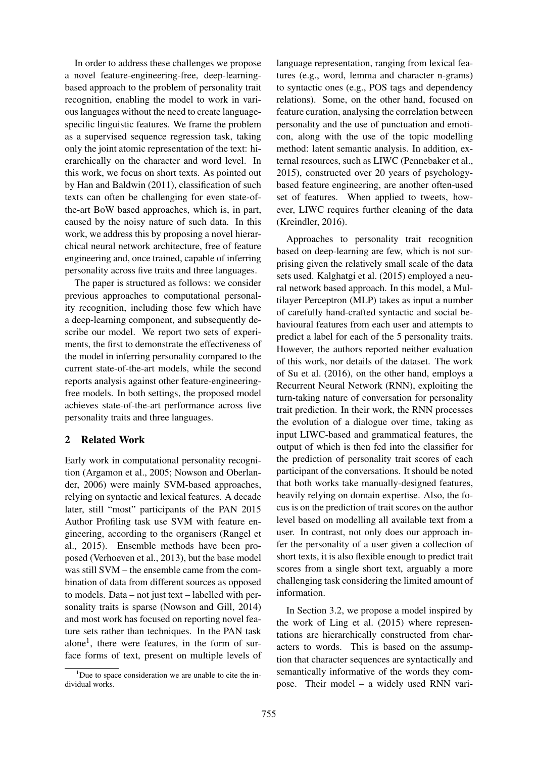In order to address these challenges we propose a novel feature-engineering-free, deep-learning-based approach to the problem of personality trait recognition, enabling the model to work in various languages without the need to create language-specific linguistic features. We frame the problem as a supervised sequence regression task, taking only the joint atomic representation of the text: hierarchically on the character and word level. In this work, we focus on short texts. As pointed out by Han and Baldwin (2011), classification of such texts can often be challenging for even state-of-the-art BoW based approaches, which is, in part, caused by the noisy nature of such data. In this work, we address this by proposing a novel hierarchical neural network architecture, free of feature engineering and, once trained, capable of inferring personality across five traits and three languages.

The paper is structured as follows: we consider previous approaches to computational personality recognition, including those few which have a deep-learning component, and subsequently describe our model. We report two sets of experiments, the first to demonstrate the effectiveness of the model in inferring personality compared to the current state-of-the-art models, while the second reports analysis against other feature-engineering-free models. In both settings, the proposed model achieves state-of-the-art performance across five personality traits and three languages.

## 2 Related Work

Early work in computational personality recognition (Argamon et al., 2005; Nowson and Oberlander, 2006) were mainly SVM-based approaches, relying on syntactic and lexical features. A decade later, still "most" participants of the PAN 2015 Author Profiling task use SVM with feature engineering, according to the organisers (Rangel et al., 2015). Ensemble methods have been proposed (Verhoeven et al., 2013), but the base model was still SVM – the ensemble came from the combination of data from different sources as opposed to models. Data – not just text – labelled with personality traits is sparse (Nowson and Gill, 2014) and most work has focused on reporting novel feature sets rather than techniques. In the PAN task alone[1], there were features, in the form of surface forms of text, present on multiple levels of language representation, ranging from lexical features (e.g., word, lemma and character n-grams) to syntactic ones (e.g., POS tags and dependency relations). Some, on the other hand, focused on feature curation, analysing the correlation between personality and the use of punctuation and emoticon, along with the use of the topic modelling method: latent semantic analysis. In addition, external resources, such as LIWC (Pennebaker et al., 2015), constructed over 20 years of psychology-based feature engineering, are another often-used set of features. When applied to tweets, however, LIWC requires further cleaning of the data (Kreindler, 2016).

Approaches to personality trait recognition based on deep-learning are few, which is not surprising given the relatively small scale of the data sets used. Kalghatgi et al. (2015) employed a neural network based approach. In this model, a Multilayer Perceptron (MLP) takes as input a number of carefully hand-crafted syntactic and social behavioural features from each user and attempts to predict a label for each of the 5 personality traits. However, the authors reported neither evaluation of this work, nor details of the dataset. The work of Su et al. (2016), on the other hand, employs a Recurrent Neural Network (RNN), exploiting the turn-taking nature of conversation for personality trait prediction. In their work, the RNN processes the evolution of a dialogue over time, taking as input LIWC-based and grammatical features, the output of which is then fed into the classifier for the prediction of personality trait scores of each participant of the conversations. It should be noted that both works take manually-designed features, heavily relying on domain expertise. Also, the focus is on the prediction of trait scores on the author level based on modelling all available text from a user. In contrast, not only does our approach infer the personality of a user given a collection of short texts, it is also flexible enough to predict trait scores from a single short text, arguably a more challenging task considering the limited amount of information.

In Section 3.2, we propose a model inspired by the work of Ling et al. (2015) where representations are hierarchically constructed from characters to words. This is based on the assumption that character sequences are syntactically and semantically informative of the words they compose. Their model – a widely used RNN vari-

[1]Due to space consideration we are unable to cite the individual works.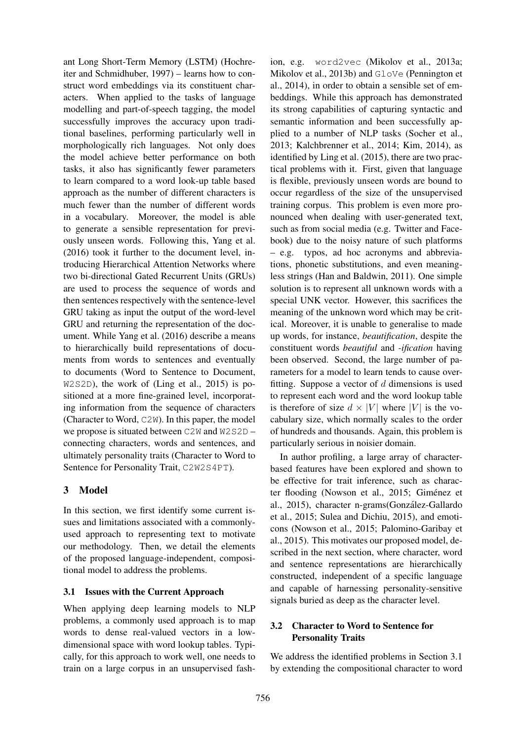ant Long Short-Term Memory (LSTM) (Hochreiter and Schmidhuber, 1997) – learns how to construct word embeddings via its constituent characters. When applied to the tasks of language modelling and part-of-speech tagging, the model successfully improves the accuracy upon traditional baselines, performing particularly well in morphologically rich languages. Not only does the model achieve better performance on both tasks, it also has significantly fewer parameters to learn compared to a word look-up table based approach as the number of different characters is much fewer than the number of different words in a vocabulary. Moreover, the model is able to generate a sensible representation for previously unseen words. Following this, Yang et al. (2016) took it further to the document level, introducing Hierarchical Attention Networks where two bi-directional Gated Recurrent Units (GRUs) are used to process the sequence of words and then sentences respectively with the sentence-level GRU taking as input the output of the word-level GRU and returning the representation of the document. While Yang et al. (2016) describe a means to hierarchically build representations of documents from words to sentences and eventually to documents (Word to Sentence to Document, `W2S2D`), the work of (Ling et al., 2015) is positioned at a more fine-grained level, incorporating information from the sequence of characters (Character to Word, `C2W`). In this paper, the model we propose is situated between `C2W` and `W2S2D` – connecting characters, words and sentences, and ultimately personality traits (Character to Word to Sentence for Personality Trait, `C2W2S4PT`).

## 3 Model

In this section, we first identify some current issues and limitations associated with a commonly-used approach to representing text to motivate our methodology. Then, we detail the elements of the proposed language-independent, compositional model to address the problems.

### 3.1 Issues with the Current Approach

When applying deep learning models to NLP problems, a commonly used approach is to map words to dense real-valued vectors in a low-dimensional space with word lookup tables. Typically, for this approach to work well, one needs to train on a large corpus in an unsupervised fashion, e.g. `word2vec` (Mikolov et al., 2013a; Mikolov et al., 2013b) and `GloVe` (Pennington et al., 2014), in order to obtain a sensible set of embeddings. While this approach has demonstrated its strong capabilities of capturing syntactic and semantic information and been successfully applied to a number of NLP tasks (Socher et al., 2013; Kalchbrenner et al., 2014; Kim, 2014), as identified by Ling et al. (2015), there are two practical problems with it. First, given that language is flexible, previously unseen words are bound to occur regardless of the size of the unsupervised training corpus. This problem is even more pronounced when dealing with user-generated text, such as from social media (e.g. Twitter and Facebook) due to the noisy nature of such platforms – e.g. typos, ad hoc acronyms and abbreviations, phonetic substitutions, and even meaningless strings (Han and Baldwin, 2011). One simple solution is to represent all unknown words with a special UNK vector. However, this sacrifices the meaning of the unknown word which may be critical. Moreover, it is unable to generalise to made up words, for instance, *beautification*, despite the constituent words *beautiful* and *-ification* having been observed. Second, the large number of parameters for a model to learn tends to cause overfitting. Suppose a vector of $d$ dimensions is used to represent each word and the word lookup table is therefore of size $d \times |V|$ where $|V|$ is the vocabulary size, which normally scales to the order of hundreds and thousands. Again, this problem is particularly serious in noisier domain.

In author profiling, a large array of character-based features have been explored and shown to be effective for trait inference, such as character flooding (Nowson et al., 2015; Giménez et al., 2015), character n-grams(González-Gallardo et al., 2015; Sulea and Dichiu, 2015), and emoticons (Nowson et al., 2015; Palomino-Garibay et al., 2015). This motivates our proposed model, described in the next section, where character, word and sentence representations are hierarchically constructed, independent of a specific language and capable of harnessing personality-sensitive signals buried as deep as the character level.

### 3.2 Character to Word to Sentence for Personality Traits

We address the identified problems in Section 3.1 by extending the compositional character to word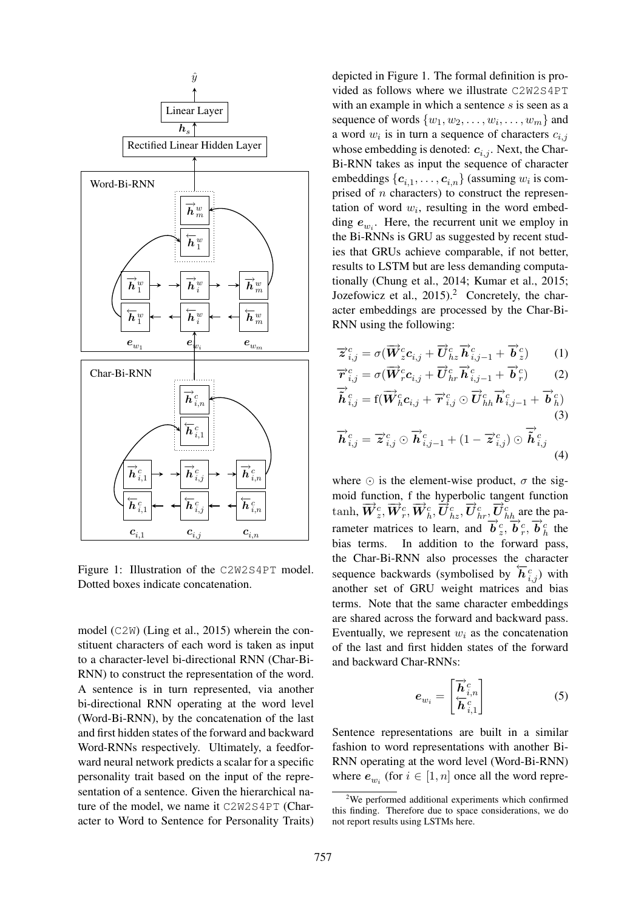Figure 1: Illustration of the C2W2S4PT model. Dotted boxes indicate concatenation.

model (C2W) (Ling et al., 2015) wherein the constituent characters of each word is taken as input to a character-level bi-directional RNN (Char-Bi-RNN) to construct the representation of the word. A sentence is in turn represented, via another bi-directional RNN operating at the word level (Word-Bi-RNN), by the concatenation of the last and first hidden states of the forward and backward Word-RNNs respectively. Ultimately, a feedforward neural network predicts a scalar for a specific personality trait based on the input of the representation of a sentence. Given the hierarchical nature of the model, we name it C2W2S4PT (Character to Word to Sentence for Personality Traits) depicted in Figure 1. The formal definition is provided as follows where we illustrate C2W2S4PT with an example in which a sentence $s$ is seen as a sequence of words $\{w_1, w_2, \ldots, w_i, \ldots, w_m\}$ and a word $w_i$ is in turn a sequence of characters $c_{i,j}$ whose embedding is denoted: $\boldsymbol{c}_{i,j}$. Next, the Char-Bi-RNN takes as input the sequence of character embeddings $\{\boldsymbol{c}_{i,1}, \ldots, \boldsymbol{c}_{i,n}\}$ (assuming $w_i$ is comprised of $n$ characters) to construct the representation of word $w_i$, resulting in the word embedding $\boldsymbol{e}_{w_i}$. Here, the recurrent unit we employ in the Bi-RNNs is GRU as suggested by recent studies that GRUs achieve comparable, if not better, results to LSTM but are less demanding computationally (Chung et al., 2014; Kumar et al., 2015; Jozefowicz et al., 2015).[2] Concretely, the character embeddings are processed by the Char-Bi-RNN using the following:

$$\overrightarrow{\boldsymbol{z}}^c_{i,j} = \sigma(\overrightarrow{\boldsymbol{W}}^c_z \boldsymbol{c}_{i,j} + \overrightarrow{\boldsymbol{U}}^c_{hz} \overrightarrow{\boldsymbol{h}}^c_{i,j-1} + \overrightarrow{\boldsymbol{b}}^c_z) \tag{1}$$

$$\overrightarrow{\boldsymbol{r}}^c_{i,j} = \sigma(\overrightarrow{\boldsymbol{W}}^c_r \boldsymbol{c}_{i,j} + \overrightarrow{\boldsymbol{U}}^c_{hr} \overrightarrow{\boldsymbol{h}}^c_{i,j-1} + \overrightarrow{\boldsymbol{b}}^c_r) \tag{2}$$

$$\overrightarrow{\tilde{\boldsymbol{h}}}^c_{i,j} = \mathrm{f}(\overrightarrow{\boldsymbol{W}}^c_h \boldsymbol{c}_{i,j} + \overrightarrow{\boldsymbol{r}}^c_{i,j} \odot \overrightarrow{\boldsymbol{U}}^c_{hh} \overrightarrow{\boldsymbol{h}}^c_{i,j-1} + \overrightarrow{\boldsymbol{b}}^c_h) \tag{3}$$

$$\overrightarrow{\boldsymbol{h}}^c_{i,j} = \overrightarrow{\boldsymbol{z}}^c_{i,j} \odot \overrightarrow{\boldsymbol{h}}^c_{i,j-1} + (1 - \overrightarrow{\boldsymbol{z}}^c_{i,j}) \odot \overrightarrow{\tilde{\boldsymbol{h}}}^c_{i,j} \tag{4}$$

where $\odot$ is the element-wise product, $\sigma$ the sigmoid function, f the hyperbolic tangent function $\tanh$, $\overrightarrow{\boldsymbol{W}}^c_z, \overrightarrow{\boldsymbol{W}}^c_r, \overrightarrow{\boldsymbol{W}}^c_h, \overrightarrow{\boldsymbol{U}}^c_{hz}, \overrightarrow{\boldsymbol{U}}^c_{hr}, \overrightarrow{\boldsymbol{U}}^c_{hh}$ are the parameter matrices to learn, and $\overrightarrow{\boldsymbol{b}}^c_z, \overrightarrow{\boldsymbol{b}}^c_r, \overrightarrow{\boldsymbol{b}}^c_h$ the bias terms. In addition to the forward pass, the Char-Bi-RNN also processes the character sequence backwards (symbolised by $\overleftarrow{\boldsymbol{h}}^c_{i,j}$) with another set of GRU weight matrices and bias terms. Note that the same character embeddings are shared across the forward and backward pass. Eventually, we represent $w_i$ as the concatenation of the last and first hidden states of the forward and backward Char-RNNs:

$$\boldsymbol{e}_{w_i} = \begin{bmatrix} \overrightarrow{\boldsymbol{h}}^c_{i,n} \\ \overleftarrow{\boldsymbol{h}}^c_{i,1} \end{bmatrix} \tag{5}$$

Sentence representations are built in a similar fashion to word representations with another Bi-RNN operating at the word level (Word-Bi-RNN) where $\boldsymbol{e}_{w_i}$ (for $i \in [1, n]$ once all the word repre-

[2] We performed additional experiments which confirmed this finding. Therefore due to space considerations, we do not report results using LSTMs here.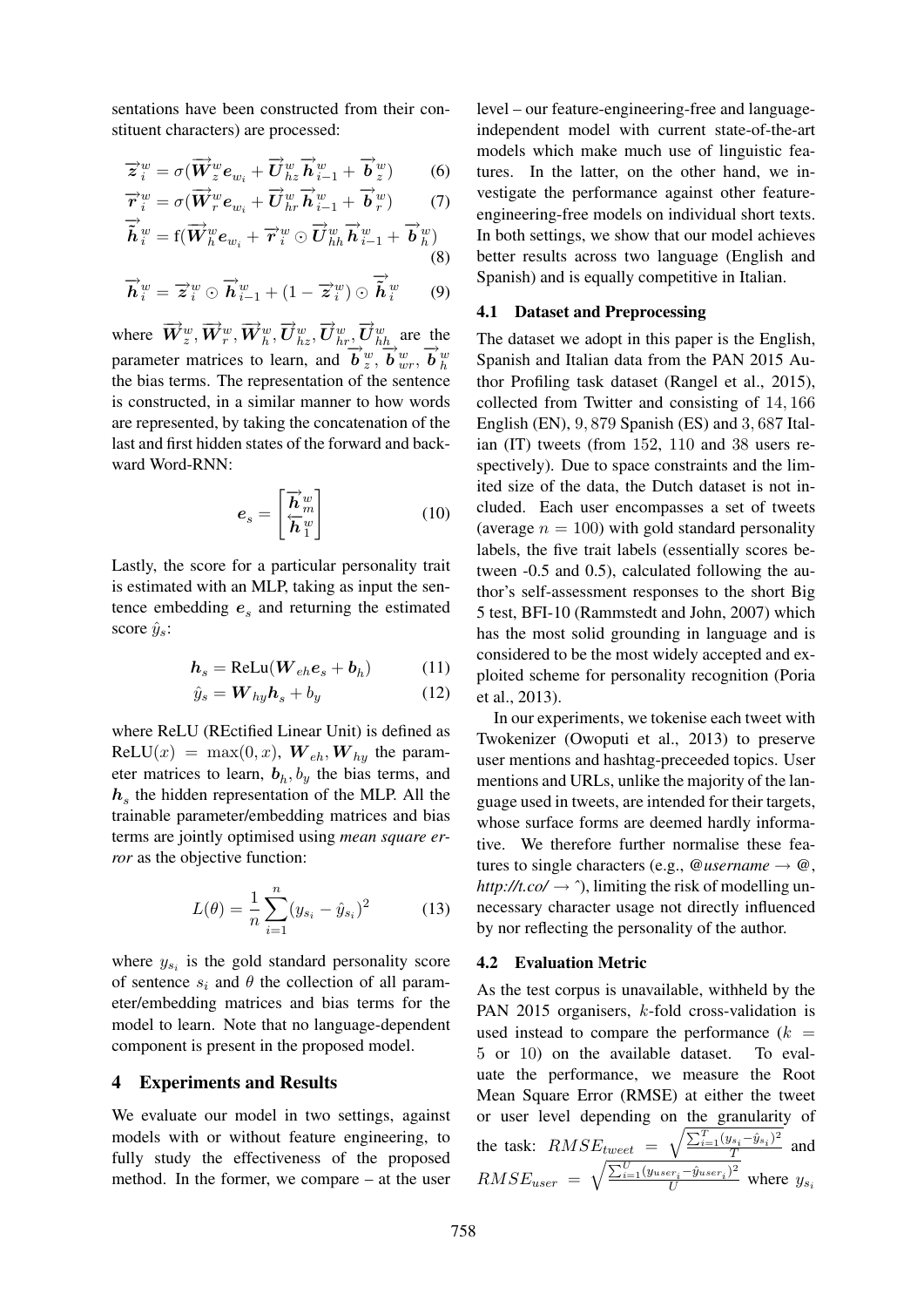sentations have been constructed from their constituent characters) are processed:

$$\overrightarrow{z}_i^w = \sigma(\overrightarrow{W}_z^w e_{w_i} + \overrightarrow{U}_{hz}^w \overrightarrow{h}_{i-1}^w + \overrightarrow{b}_z^w) \tag{6}$$

$$\overrightarrow{r}_i^w = \sigma(\overrightarrow{W}_r^w e_{w_i} + \overrightarrow{U}_{hr}^w \overrightarrow{h}_{i-1}^w + \overrightarrow{b}_r^w) \tag{7}$$

$$\overrightarrow{\tilde{h}}_i^w = \mathrm{f}(\overrightarrow{W}_h^w e_{w_i} + \overrightarrow{r}_i^w \odot \overrightarrow{U}_{hh}^w \overrightarrow{h}_{i-1}^w + \overrightarrow{b}_h^w) \tag{8}$$

$$\overrightarrow{h}_i^w = \overrightarrow{z}_i^w \odot \overrightarrow{h}_{i-1}^w + (1 - \overrightarrow{z}_i^w) \odot \overrightarrow{\tilde{h}}_i^w \tag{9}$$

where $\overrightarrow{W}_z^w, \overrightarrow{W}_r^w, \overrightarrow{W}_h^w, \overrightarrow{U}_{hz}^w, \overrightarrow{U}_{hr}^w, \overrightarrow{U}_{hh}^w$ are the parameter matrices to learn, and $\overrightarrow{b}_z^w, \overrightarrow{b}_{wr}^w, \overrightarrow{b}_h^w$ the bias terms. The representation of the sentence is constructed, in a similar manner to how words are represented, by taking the concatenation of the last and first hidden states of the forward and backward Word-RNN:

$$e_s = \begin{bmatrix} \overrightarrow{h}_m^w \\ \overleftarrow{h}_1^w \end{bmatrix} \tag{10}$$

Lastly, the score for a particular personality trait is estimated with an MLP, taking as input the sentence embedding $e_s$ and returning the estimated score $\hat{y}_s$:

$$h_s = \mathrm{ReLu}(W_{eh} e_s + b_h) \tag{11}$$

$$\hat{y}_s = W_{hy} h_s + b_y \tag{12}$$

where ReLU (REctified Linear Unit) is defined as $\mathrm{ReLU}(x) = \max(0, x)$, $W_{eh}, W_{hy}$ the parameter matrices to learn, $b_h, b_y$ the bias terms, and $h_s$ the hidden representation of the MLP. All the trainable parameter/embedding matrices and bias terms are jointly optimised using *mean square error* as the objective function:

$$L(\theta) = \frac{1}{n} \sum_{i=1}^{n} (y_{s_i} - \hat{y}_{s_i})^2 \tag{13}$$

where $y_{s_i}$ is the gold standard personality score of sentence $s_i$ and $\theta$ the collection of all parameter/embedding matrices and bias terms for the model to learn. Note that no language-dependent component is present in the proposed model.

## 4 Experiments and Results

We evaluate our model in two settings, against models with or without feature engineering, to fully study the effectiveness of the proposed method. In the former, we compare – at the user level – our feature-engineering-free and language-independent model with current state-of-the-art models which make much use of linguistic features. In the latter, on the other hand, we investigate the performance against other feature-engineering-free models on individual short texts. In both settings, we show that our model achieves better results across two language (English and Spanish) and is equally competitive in Italian.

### 4.1 Dataset and Preprocessing

The dataset we adopt in this paper is the English, Spanish and Italian data from the PAN 2015 Author Profiling task dataset (Rangel et al., 2015), collected from Twitter and consisting of $14,166$ English (EN), $9,879$ Spanish (ES) and $3,687$ Italian (IT) tweets (from $152$, $110$ and $38$ users respectively). Due to space constraints and the limited size of the data, the Dutch dataset is not included. Each user encompasses a set of tweets (average $n = 100$) with gold standard personality labels, the five trait labels (essentially scores between -0.5 and 0.5), calculated following the author's self-assessment responses to the short Big 5 test, BFI-10 (Rammstedt and John, 2007) which has the most solid grounding in language and is considered to be the most widely accepted and exploited scheme for personality recognition (Poria et al., 2013).

In our experiments, we tokenise each tweet with Twokenizer (Owoputi et al., 2013) to preserve user mentions and hashtag-preceeded topics. User mentions and URLs, unlike the majority of the language used in tweets, are intended for their targets, whose surface forms are deemed hardly informative. We therefore further normalise these features to single characters (e.g., *@username* → *@*, *http://t.co/* → ^), limiting the risk of modelling unnecessary character usage not directly influenced by nor reflecting the personality of the author.

### 4.2 Evaluation Metric

As the test corpus is unavailable, withheld by the PAN 2015 organisers, $k$-fold cross-validation is used instead to compare the performance ($k = 5$ or $10$) on the available dataset. To evaluate the performance, we measure the Root Mean Square Error (RMSE) at either the tweet or user level depending on the granularity of the task: $RMSE_{tweet} = \sqrt{\frac{\sum_{i=1}^{T}(y_{s_i} - \hat{y}_{s_i})^2}{T}}$ and $RMSE_{user} = \sqrt{\frac{\sum_{i=1}^{U}(y_{user_i} - \hat{y}_{user_i})^2}{U}}$ where $y_{s_i}$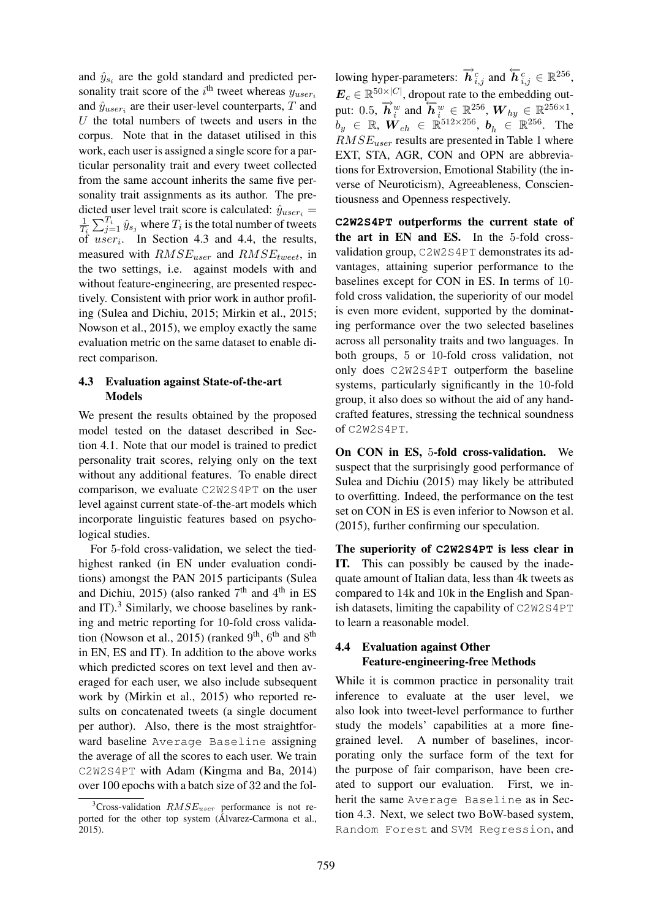and $\hat{y}_{s_i}$ are the gold standard and predicted personality trait score of the $i^{\text{th}}$ tweet whereas $y_{user_i}$ and $\hat{y}_{user_i}$ are their user-level counterparts, $T$ and $U$ the total numbers of tweets and users in the corpus. Note that in the dataset utilised in this work, each user is assigned a single score for a particular personality trait and every tweet collected from the same account inherits the same five personality trait assignments as its author. The predicted user level trait score is calculated: $\hat{y}_{user_i} = \frac{1}{T_i}\sum_{j=1}^{T_i}\hat{y}_{s_j}$ where $T_i$ is the total number of tweets of $user_i$. In Section 4.3 and 4.4, the results, measured with $RMSE_{user}$ and $RMSE_{tweet}$, in the two settings, i.e. against models with and without feature-engineering, are presented respectively. Consistent with prior work in author profiling (Sulea and Dichiu, 2015; Mirkin et al., 2015; Nowson et al., 2015), we employ exactly the same evaluation metric on the same dataset to enable direct comparison.

### 4.3 Evaluation against State-of-the-art Models

We present the results obtained by the proposed model tested on the dataset described in Section 4.1. Note that our model is trained to predict personality trait scores, relying only on the text without any additional features. To enable direct comparison, we evaluate `C2W2S4PT` on the user level against current state-of-the-art models which incorporate linguistic features based on psychological studies.

For 5-fold cross-validation, we select the tied-highest ranked (in EN under evaluation conditions) amongst the PAN 2015 participants (Sulea and Dichiu, 2015) (also ranked 7th and 4th in ES and IT).[3] Similarly, we choose baselines by ranking and metric reporting for 10-fold cross validation (Nowson et al., 2015) (ranked 9th, 6th and 8th in EN, ES and IT). In addition to the above works which predicted scores on text level and then averaged for each user, we also include subsequent work by (Mirkin et al., 2015) who reported results on concatenated tweets (a single document per author). Also, there is the most straightforward baseline `Average Baseline` assigning the average of all the scores to each user. We train `C2W2S4PT` with Adam (Kingma and Ba, 2014) over 100 epochs with a batch size of 32 and the following hyper-parameters: $\overrightarrow{\boldsymbol{h}}^c_{i,j}$ and $\overleftarrow{\boldsymbol{h}}^c_{i,j} \in \mathbb{R}^{256}$, $\boldsymbol{E}_c \in \mathbb{R}^{50\times|C|}$, dropout rate to the embedding output: 0.5, $\overrightarrow{\boldsymbol{h}}^w_i$ and $\overleftarrow{\boldsymbol{h}}^w_i \in \mathbb{R}^{256}$, $\boldsymbol{W}_{hy} \in \mathbb{R}^{256\times1}$, $b_y \in \mathbb{R}$, $\boldsymbol{W}_{eh} \in \mathbb{R}^{512\times256}$, $\boldsymbol{b}_h \in \mathbb{R}^{256}$. The $RMSE_{user}$ results are presented in Table 1 where EXT, STA, AGR, CON and OPN are abbreviations for Extroversion, Emotional Stability (the inverse of Neuroticism), Agreeableness, Conscientiousness and Openness respectively.

**`C2W2S4PT` outperforms the current state of the art in EN and ES.** In the 5-fold cross-validation group, `C2W2S4PT` demonstrates its advantages, attaining superior performance to the baselines except for CON in ES. In terms of 10-fold cross validation, the superiority of our model is even more evident, supported by the dominating performance over the two selected baselines across all personality traits and two languages. In both groups, 5 or 10-fold cross validation, not only does `C2W2S4PT` outperform the baseline systems, particularly significantly in the 10-fold group, it also does so without the aid of any hand-crafted features, stressing the technical soundness of `C2W2S4PT`.

**On CON in ES, 5-fold cross-validation.** We suspect that the surprisingly good performance of Sulea and Dichiu (2015) may likely be attributed to overfitting. Indeed, the performance on the test set on CON in ES is even inferior to Nowson et al. (2015), further confirming our speculation.

**The superiority of `C2W2S4PT` is less clear in IT.** This can possibly be caused by the inadequate amount of Italian data, less than 4k tweets as compared to 14k and 10k in the English and Spanish datasets, limiting the capability of `C2W2S4PT` to learn a reasonable model.

### 4.4 Evaluation against Other Feature-engineering-free Methods

While it is common practice in personality trait inference to evaluate at the user level, we also look into tweet-level performance to further study the models' capabilities at a more fine-grained level. A number of baselines, incorporating only the surface form of the text for the purpose of fair comparison, have been created to support our evaluation. First, we inherit the same `Average Baseline` as in Section 4.3. Next, we select two BoW-based system, `Random Forest` and `SVM Regression`, and

[3] Cross-validation $RMSE_{user}$ performance is not reported for the other top system (Álvarez-Carmona et al., 2015).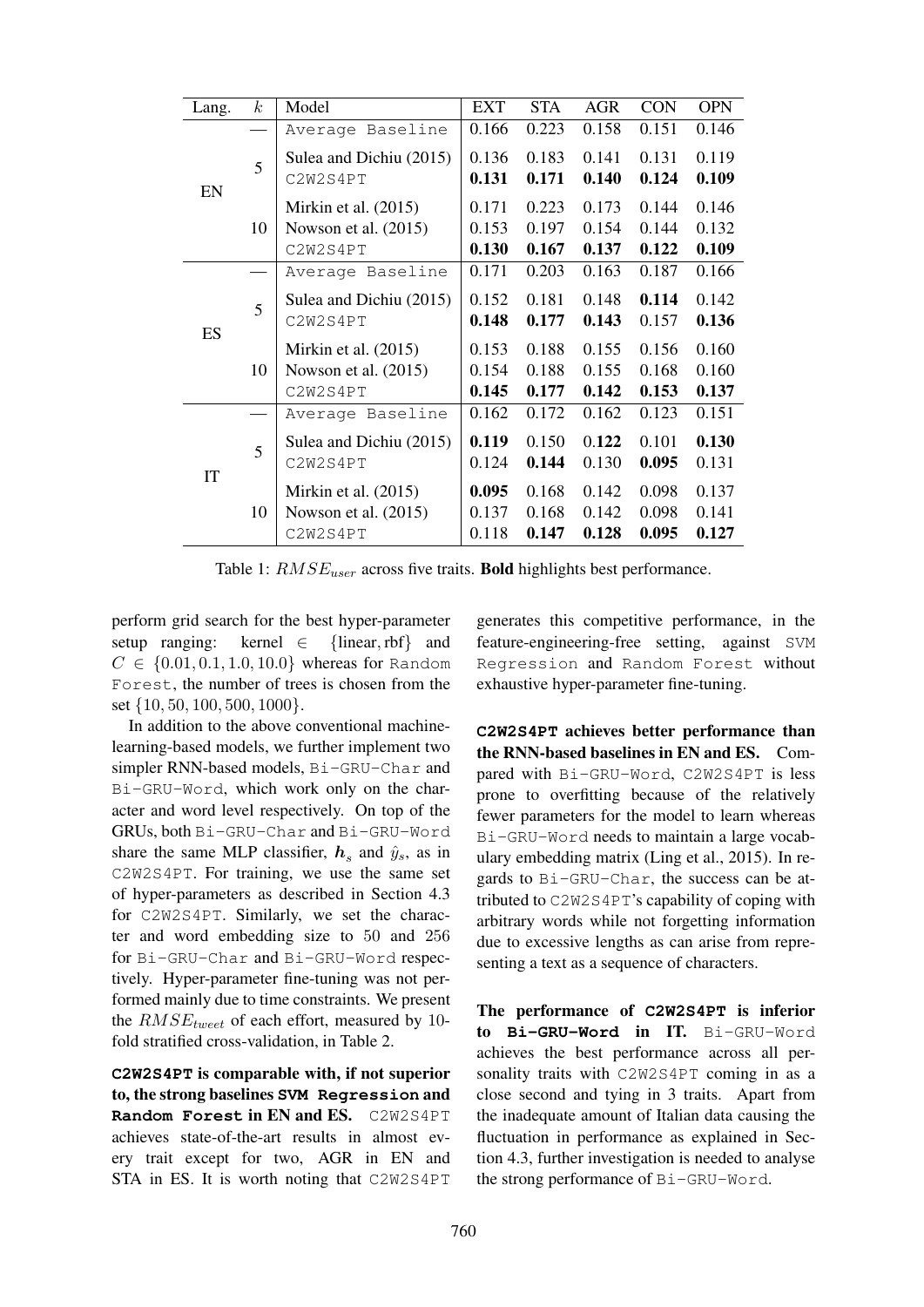| Lang. | $k$ | Model | EXT | STA | AGR | CON | OPN |
|---|---|---|---|---|---|---|---|
| EN | — | Average Baseline | 0.166 | 0.223 | 0.158 | 0.151 | 0.146 |
| | 5 | Sulea and Dichiu (2015) | 0.136 | 0.183 | 0.141 | 0.131 | 0.119 |
| | | C2W2S4PT | **0.131** | **0.171** | **0.140** | **0.124** | **0.109** |
| | 10 | Mirkin et al. (2015) | 0.171 | 0.223 | 0.173 | 0.144 | 0.146 |
| | | Nowson et al. (2015) | 0.153 | 0.197 | 0.154 | 0.144 | 0.132 |
| | | C2W2S4PT | **0.130** | **0.167** | **0.137** | **0.122** | **0.109** |
| ES | — | Average Baseline | 0.171 | 0.203 | 0.163 | 0.187 | 0.166 |
| | 5 | Sulea and Dichiu (2015) | 0.152 | 0.181 | 0.148 | **0.114** | 0.142 |
| | | C2W2S4PT | **0.148** | **0.177** | **0.143** | 0.157 | **0.136** |
| | 10 | Mirkin et al. (2015) | 0.153 | 0.188 | 0.155 | 0.156 | 0.160 |
| | | Nowson et al. (2015) | 0.154 | 0.188 | 0.155 | 0.168 | 0.160 |
| | | C2W2S4PT | **0.145** | **0.177** | **0.142** | **0.153** | **0.137** |
| IT | — | Average Baseline | 0.162 | 0.172 | 0.162 | 0.123 | 0.151 |
| | 5 | Sulea and Dichiu (2015) | **0.119** | 0.150 | **0.122** | 0.101 | **0.130** |
| | | C2W2S4PT | 0.124 | **0.144** | 0.130 | **0.095** | 0.131 |
| | 10 | Mirkin et al. (2015) | **0.095** | 0.168 | 0.142 | 0.098 | 0.137 |
| | | Nowson et al. (2015) | 0.137 | 0.168 | 0.142 | 0.098 | 0.141 |
| | | C2W2S4PT | 0.118 | **0.147** | **0.128** | **0.095** | **0.127** |

Table 1: $RMSE_{user}$ across five traits. **Bold** highlights best performance.

perform grid search for the best hyper-parameter setup ranging: kernel $\in$ {linear, rbf} and $C \in \{0.01, 0.1, 1.0, 10.0\}$ whereas for Random Forest, the number of trees is chosen from the set $\{10, 50, 100, 500, 1000\}$.

In addition to the above conventional machine-learning-based models, we further implement two simpler RNN-based models, Bi-GRU-Char and Bi-GRU-Word, which work only on the character and word level respectively. On top of the GRUs, both Bi-GRU-Char and Bi-GRU-Word share the same MLP classifier, $\boldsymbol{h}_s$ and $\hat{y}_s$, as in C2W2S4PT. For training, we use the same set of hyper-parameters as described in Section 4.3 for C2W2S4PT. Similarly, we set the character and word embedding size to 50 and 256 for Bi-GRU-Char and Bi-GRU-Word respectively. Hyper-parameter fine-tuning was not performed mainly due to time constraints. We present the $RMSE_{tweet}$ of each effort, measured by 10-fold stratified cross-validation, in Table 2.

**C2W2S4PT is comparable with, if not superior to, the strong baselines SVM Regression and Random Forest in EN and ES.** C2W2S4PT achieves state-of-the-art results in almost every trait except for two, AGR in EN and STA in ES. It is worth noting that C2W2S4PT generates this competitive performance, in the feature-engineering-free setting, against SVM Regression and Random Forest without exhaustive hyper-parameter fine-tuning.

**C2W2S4PT achieves better performance than the RNN-based baselines in EN and ES.** Compared with Bi-GRU-Word, C2W2S4PT is less prone to overfitting because of the relatively fewer parameters for the model to learn whereas Bi-GRU-Word needs to maintain a large vocabulary embedding matrix (Ling et al., 2015). In regards to Bi-GRU-Char, the success can be attributed to C2W2S4PT's capability of coping with arbitrary words while not forgetting information due to excessive lengths as can arise from representing a text as a sequence of characters.

**The performance of C2W2S4PT is inferior to Bi-GRU-Word in IT.** Bi-GRU-Word achieves the best performance across all personality traits with C2W2S4PT coming in as a close second and tying in 3 traits. Apart from the inadequate amount of Italian data causing the fluctuation in performance as explained in Section 4.3, further investigation is needed to analyse the strong performance of Bi-GRU-Word.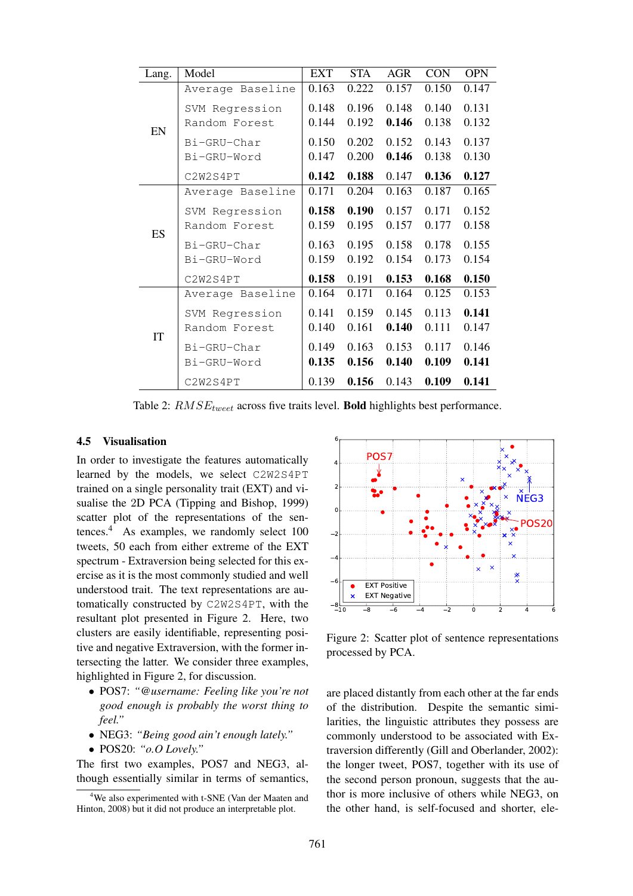| Lang. | Model | EXT | STA | AGR | CON | OPN |
|---|---|---|---|---|---|---|
| EN | Average Baseline | 0.163 | 0.222 | 0.157 | 0.150 | 0.147 |
| | SVM Regression | 0.148 | 0.196 | 0.148 | 0.140 | 0.131 |
| | Random Forest | 0.144 | 0.192 | **0.146** | 0.138 | 0.132 |
| | Bi-GRU-Char | 0.150 | 0.202 | 0.152 | 0.143 | 0.137 |
| | Bi-GRU-Word | 0.147 | 0.200 | **0.146** | 0.138 | 0.130 |
| | C2W2S4PT | **0.142** | **0.188** | 0.147 | **0.136** | **0.127** |
| ES | Average Baseline | 0.171 | 0.204 | 0.163 | 0.187 | 0.165 |
| | SVM Regression | **0.158** | **0.190** | 0.157 | 0.171 | 0.152 |
| | Random Forest | 0.159 | 0.195 | 0.157 | 0.177 | 0.158 |
| | Bi-GRU-Char | 0.163 | 0.195 | 0.158 | 0.178 | 0.155 |
| | Bi-GRU-Word | 0.159 | 0.192 | 0.154 | 0.173 | 0.154 |
| | C2W2S4PT | **0.158** | 0.191 | **0.153** | **0.168** | **0.150** |
| IT | Average Baseline | 0.164 | 0.171 | 0.164 | 0.125 | 0.153 |
| | SVM Regression | 0.141 | 0.159 | 0.145 | 0.113 | **0.141** |
| | Random Forest | 0.140 | 0.161 | **0.140** | 0.111 | 0.147 |
| | Bi-GRU-Char | 0.149 | 0.163 | 0.153 | 0.117 | 0.146 |
| | Bi-GRU-Word | **0.135** | **0.156** | **0.140** | **0.109** | **0.141** |
| | C2W2S4PT | 0.139 | **0.156** | 0.143 | **0.109** | **0.141** |

Table 2: $RMSE_{tweet}$ across five traits level. **Bold** highlights best performance.

### 4.5 Visualisation

In order to investigate the features automatically learned by the models, we select C2W2S4PT trained on a single personality trait (EXT) and visualise the 2D PCA (Tipping and Bishop, 1999) scatter plot of the representations of the sentences.[4] As examples, we randomly select 100 tweets, 50 each from either extreme of the EXT spectrum - Extraversion being selected for this exercise as it is the most commonly studied and well understood trait. The text representations are automatically constructed by C2W2S4PT, with the resultant plot presented in Figure 2. Here, two clusters are easily identifiable, representing positive and negative Extraversion, with the former intersecting the latter. We consider three examples, highlighted in Figure 2, for discussion.

- POS7: *"@username: Feeling like you're not good enough is probably the worst thing to feel."*
- NEG3: *"Being good ain't enough lately."*
- POS20: *"o.O Lovely."*

The first two examples, POS7 and NEG3, although essentially similar in terms of semantics, are placed distantly from each other at the far ends of the distribution. Despite the semantic similarities, the linguistic attributes they possess are commonly understood to be associated with Extraversion differently (Gill and Oberlander, 2002): the longer tweet, POS7, together with its use of the second person pronoun, suggests that the author is more inclusive of others while NEG3, on the other hand, is self-focused and shorter, ele-

Figure 2: Scatter plot of sentence representations processed by PCA.

[4] We also experimented with t-SNE (Van der Maaten and Hinton, 2008) but it did not produce an interpretable plot.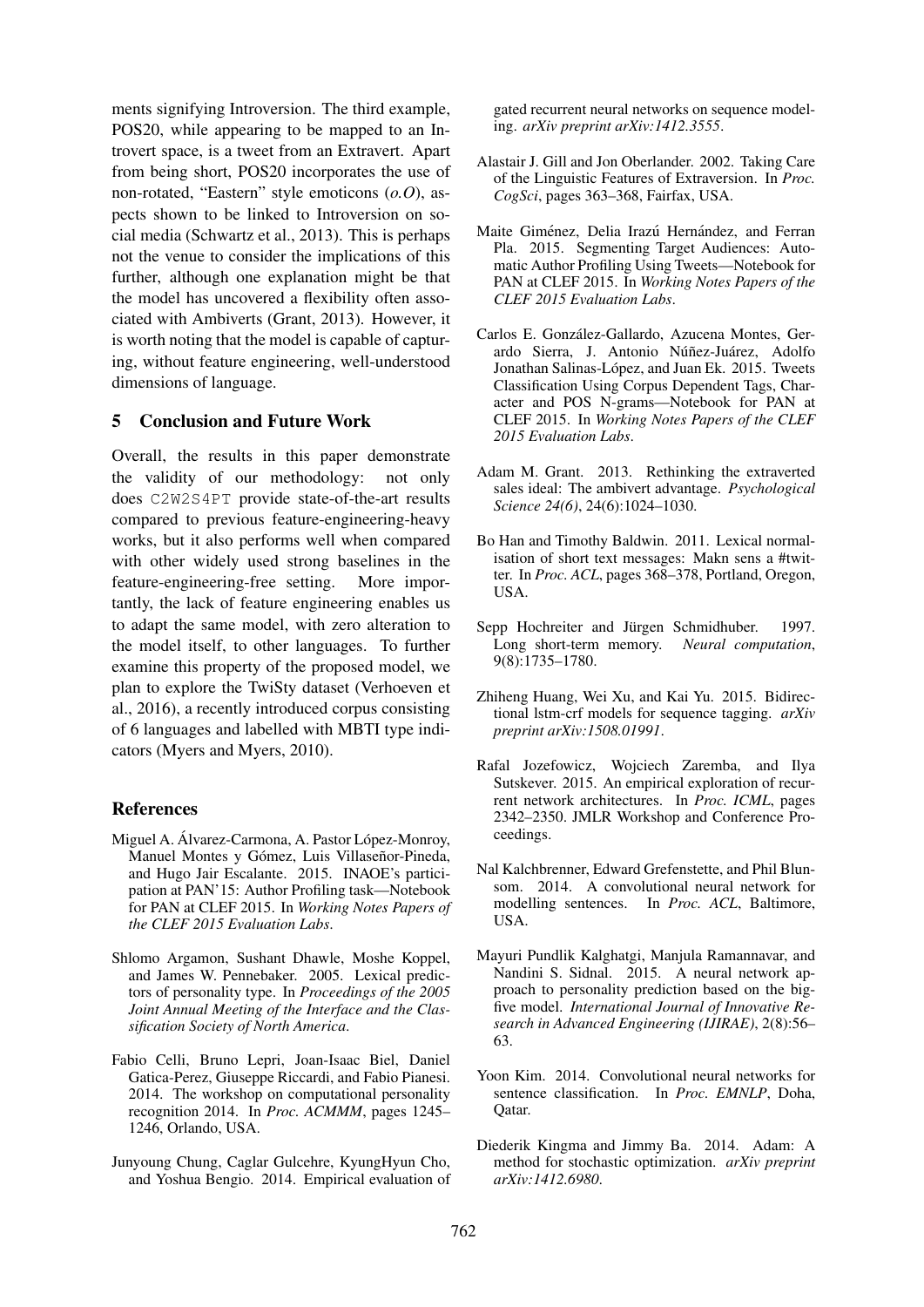ments signifying Introversion. The third example, POS20, while appearing to be mapped to an Introvert space, is a tweet from an Extravert. Apart from being short, POS20 incorporates the use of non-rotated, "Eastern" style emoticons (*o.O*), aspects shown to be linked to Introversion on social media (Schwartz et al., 2013). This is perhaps not the venue to consider the implications of this further, although one explanation might be that the model has uncovered a flexibility often associated with Ambiverts (Grant, 2013). However, it is worth noting that the model is capable of capturing, without feature engineering, well-understood dimensions of language.

## 5 Conclusion and Future Work

Overall, the results in this paper demonstrate the validity of our methodology: not only does `C2W2S4PT` provide state-of-the-art results compared to previous feature-engineering-heavy works, but it also performs well when compared with other widely used strong baselines in the feature-engineering-free setting. More importantly, the lack of feature engineering enables us to adapt the same model, with zero alteration to the model itself, to other languages. To further examine this property of the proposed model, we plan to explore the TwiSty dataset (Verhoeven et al., 2016), a recently introduced corpus consisting of 6 languages and labelled with MBTI type indicators (Myers and Myers, 2010).

## References

Miguel A. Álvarez-Carmona, A. Pastor López-Monroy, Manuel Montes y Gómez, Luis Villaseñor-Pineda, and Hugo Jair Escalante. 2015. INAOE's participation at PAN'15: Author Profiling task—Notebook for PAN at CLEF 2015. In *Working Notes Papers of the CLEF 2015 Evaluation Labs*.

Shlomo Argamon, Sushant Dhawle, Moshe Koppel, and James W. Pennebaker. 2005. Lexical predictors of personality type. In *Proceedings of the 2005 Joint Annual Meeting of the Interface and the Classification Society of North America*.

Fabio Celli, Bruno Lepri, Joan-Isaac Biel, Daniel Gatica-Perez, Giuseppe Riccardi, and Fabio Pianesi. 2014. The workshop on computational personality recognition 2014. In *Proc. ACMMM*, pages 1245–1246, Orlando, USA.

Junyoung Chung, Caglar Gulcehre, KyungHyun Cho, and Yoshua Bengio. 2014. Empirical evaluation of gated recurrent neural networks on sequence modeling. *arXiv preprint arXiv:1412.3555*.

Alastair J. Gill and Jon Oberlander. 2002. Taking Care of the Linguistic Features of Extraversion. In *Proc. CogSci*, pages 363–368, Fairfax, USA.

Maite Giménez, Delia Irazú Hernández, and Ferran Pla. 2015. Segmenting Target Audiences: Automatic Author Profiling Using Tweets—Notebook for PAN at CLEF 2015. In *Working Notes Papers of the CLEF 2015 Evaluation Labs*.

Carlos E. González-Gallardo, Azucena Montes, Gerardo Sierra, J. Antonio Núñez-Juárez, Adolfo Jonathan Salinas-López, and Juan Ek. 2015. Tweets Classification Using Corpus Dependent Tags, Character and POS N-grams—Notebook for PAN at CLEF 2015. In *Working Notes Papers of the CLEF 2015 Evaluation Labs*.

Adam M. Grant. 2013. Rethinking the extraverted sales ideal: The ambivert advantage. *Psychological Science 24(6)*, 24(6):1024–1030.

Bo Han and Timothy Baldwin. 2011. Lexical normalisation of short text messages: Makn sens a #twitter. In *Proc. ACL*, pages 368–378, Portland, Oregon, USA.

Sepp Hochreiter and Jürgen Schmidhuber. 1997. Long short-term memory. *Neural computation*, 9(8):1735–1780.

Zhiheng Huang, Wei Xu, and Kai Yu. 2015. Bidirectional lstm-crf models for sequence tagging. *arXiv preprint arXiv:1508.01991*.

Rafal Jozefowicz, Wojciech Zaremba, and Ilya Sutskever. 2015. An empirical exploration of recurrent network architectures. In *Proc. ICML*, pages 2342–2350. JMLR Workshop and Conference Proceedings.

Nal Kalchbrenner, Edward Grefenstette, and Phil Blunsom. 2014. A convolutional neural network for modelling sentences. In *Proc. ACL*, Baltimore, USA.

Mayuri Pundlik Kalghatgi, Manjula Ramannavar, and Nandini S. Sidnal. 2015. A neural network approach to personality prediction based on the big-five model. *International Journal of Innovative Research in Advanced Engineering (IJIRAE)*, 2(8):56–63.

Yoon Kim. 2014. Convolutional neural networks for sentence classification. In *Proc. EMNLP*, Doha, Qatar.

Diederik Kingma and Jimmy Ba. 2014. Adam: A method for stochastic optimization. *arXiv preprint arXiv:1412.6980*.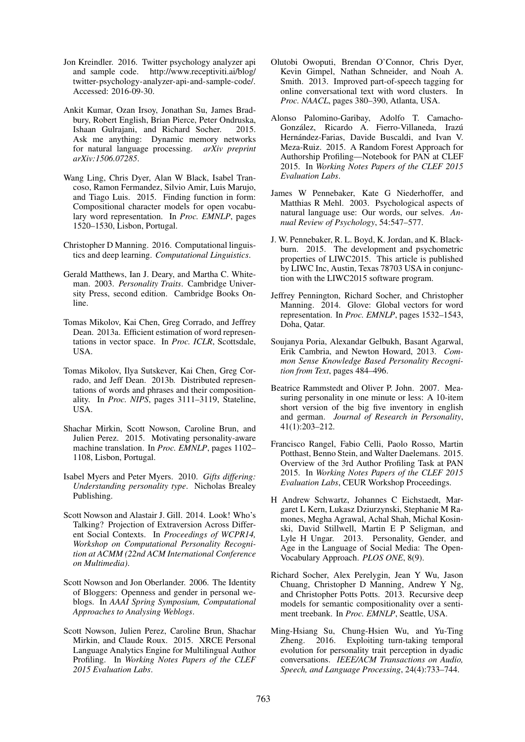Jon Kreindler. 2016. Twitter psychology analyzer api and sample code. http://www.receptiviti.ai/blog/twitter-psychology-analyzer-api-and-sample-code/. Accessed: 2016-09-30.

Ankit Kumar, Ozan Irsoy, Jonathan Su, James Bradbury, Robert English, Brian Pierce, Peter Ondruska, Ishaan Gulrajani, and Richard Socher. 2015. Ask me anything: Dynamic memory networks for natural language processing. *arXiv preprint arXiv:1506.07285*.

Wang Ling, Chris Dyer, Alan W Black, Isabel Trancoso, Ramon Fermandez, Silvio Amir, Luis Marujo, and Tiago Luis. 2015. Finding function in form: Compositional character models for open vocabulary word representation. In *Proc. EMNLP*, pages 1520–1530, Lisbon, Portugal.

Christopher D Manning. 2016. Computational linguistics and deep learning. *Computational Linguistics*.

Gerald Matthews, Ian J. Deary, and Martha C. Whiteman. 2003. *Personality Traits*. Cambridge University Press, second edition. Cambridge Books Online.

Tomas Mikolov, Kai Chen, Greg Corrado, and Jeffrey Dean. 2013a. Efficient estimation of word representations in vector space. In *Proc. ICLR*, Scottsdale, USA.

Tomas Mikolov, Ilya Sutskever, Kai Chen, Greg Corrado, and Jeff Dean. 2013b. Distributed representations of words and phrases and their compositionality. In *Proc. NIPS*, pages 3111–3119, Stateline, USA.

Shachar Mirkin, Scott Nowson, Caroline Brun, and Julien Perez. 2015. Motivating personality-aware machine translation. In *Proc. EMNLP*, pages 1102–1108, Lisbon, Portugal.

Isabel Myers and Peter Myers. 2010. *Gifts differing: Understanding personality type*. Nicholas Brealey Publishing.

Scott Nowson and Alastair J. Gill. 2014. Look! Who's Talking? Projection of Extraversion Across Different Social Contexts. In *Proceedings of WCPR14, Workshop on Computational Personality Recognition at ACMM (22nd ACM International Conference on Multimedia)*.

Scott Nowson and Jon Oberlander. 2006. The Identity of Bloggers: Openness and gender in personal weblogs. In *AAAI Spring Symposium, Computational Approaches to Analysing Weblogs*.

Scott Nowson, Julien Perez, Caroline Brun, Shachar Mirkin, and Claude Roux. 2015. XRCE Personal Language Analytics Engine for Multilingual Author Profiling. In *Working Notes Papers of the CLEF 2015 Evaluation Labs*.

Olutobi Owoputi, Brendan O'Connor, Chris Dyer, Kevin Gimpel, Nathan Schneider, and Noah A. Smith. 2013. Improved part-of-speech tagging for online conversational text with word clusters. In *Proc. NAACL*, pages 380–390, Atlanta, USA.

Alonso Palomino-Garibay, Adolfo T. Camacho-González, Ricardo A. Fierro-Villaneda, Irazú Hernández-Farias, Davide Buscaldi, and Ivan V. Meza-Ruiz. 2015. A Random Forest Approach for Authorship Profiling—Notebook for PAN at CLEF 2015. In *Working Notes Papers of the CLEF 2015 Evaluation Labs*.

James W Pennebaker, Kate G Niederhoffer, and Matthias R Mehl. 2003. Psychological aspects of natural language use: Our words, our selves. *Annual Review of Psychology*, 54:547–577.

J. W. Pennebaker, R. L. Boyd, K. Jordan, and K. Blackburn. 2015. The development and psychometric properties of LIWC2015. This article is published by LIWC Inc, Austin, Texas 78703 USA in conjunction with the LIWC2015 software program.

Jeffrey Pennington, Richard Socher, and Christopher Manning. 2014. Glove: Global vectors for word representation. In *Proc. EMNLP*, pages 1532–1543, Doha, Qatar.

Soujanya Poria, Alexandar Gelbukh, Basant Agarwal, Erik Cambria, and Newton Howard, 2013. *Common Sense Knowledge Based Personality Recognition from Text*, pages 484–496.

Beatrice Rammstedt and Oliver P. John. 2007. Measuring personality in one minute or less: A 10-item short version of the big five inventory in english and german. *Journal of Research in Personality*, 41(1):203–212.

Francisco Rangel, Fabio Celli, Paolo Rosso, Martin Potthast, Benno Stein, and Walter Daelemans. 2015. Overview of the 3rd Author Profiling Task at PAN 2015. In *Working Notes Papers of the CLEF 2015 Evaluation Labs*, CEUR Workshop Proceedings.

H Andrew Schwartz, Johannes C Eichstaedt, Margaret L Kern, Lukasz Dziurzynski, Stephanie M Ramones, Megha Agrawal, Achal Shah, Michal Kosinski, David Stillwell, Martin E P Seligman, and Lyle H Ungar. 2013. Personality, Gender, and Age in the Language of Social Media: The Open-Vocabulary Approach. *PLOS ONE*, 8(9).

Richard Socher, Alex Perelygin, Jean Y Wu, Jason Chuang, Christopher D Manning, Andrew Y Ng, and Christopher Potts Potts. 2013. Recursive deep models for semantic compositionality over a sentiment treebank. In *Proc. EMNLP*, Seattle, USA.

Ming-Hsiang Su, Chung-Hsien Wu, and Yu-Ting Zheng. 2016. Exploiting turn-taking temporal evolution for personality trait perception in dyadic conversations. *IEEE/ACM Transactions on Audio, Speech, and Language Processing*, 24(4):733–744.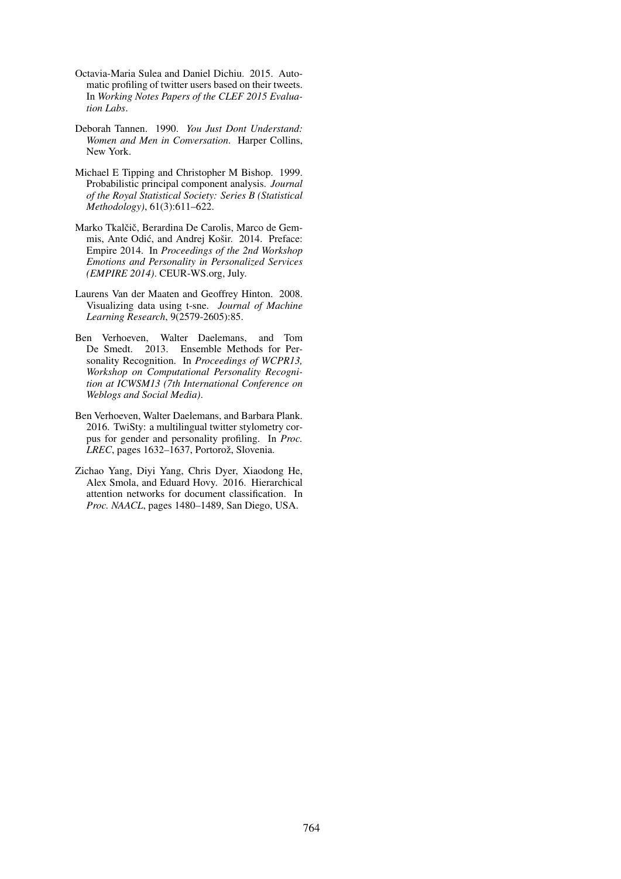Octavia-Maria Sulea and Daniel Dichiu. 2015. Automatic profiling of twitter users based on their tweets. In *Working Notes Papers of the CLEF 2015 Evaluation Labs*.

Deborah Tannen. 1990. *You Just Dont Understand: Women and Men in Conversation*. Harper Collins, New York.

Michael E Tipping and Christopher M Bishop. 1999. Probabilistic principal component analysis. *Journal of the Royal Statistical Society: Series B (Statistical Methodology)*, 61(3):611–622.

Marko Tkalčič, Berardina De Carolis, Marco de Gemmis, Ante Odić, and Andrej Košir. 2014. Preface: Empire 2014. In *Proceedings of the 2nd Workshop Emotions and Personality in Personalized Services (EMPIRE 2014)*. CEUR-WS.org, July.

Laurens Van der Maaten and Geoffrey Hinton. 2008. Visualizing data using t-sne. *Journal of Machine Learning Research*, 9(2579-2605):85.

Ben Verhoeven, Walter Daelemans, and Tom De Smedt. 2013. Ensemble Methods for Personality Recognition. In *Proceedings of WCPR13, Workshop on Computational Personality Recognition at ICWSM13 (7th International Conference on Weblogs and Social Media)*.

Ben Verhoeven, Walter Daelemans, and Barbara Plank. 2016. TwiSty: a multilingual twitter stylometry corpus for gender and personality profiling. In *Proc. LREC*, pages 1632–1637, Portorož, Slovenia.

Zichao Yang, Diyi Yang, Chris Dyer, Xiaodong He, Alex Smola, and Eduard Hovy. 2016. Hierarchical attention networks for document classification. In *Proc. NAACL*, pages 1480–1489, San Diego, USA.